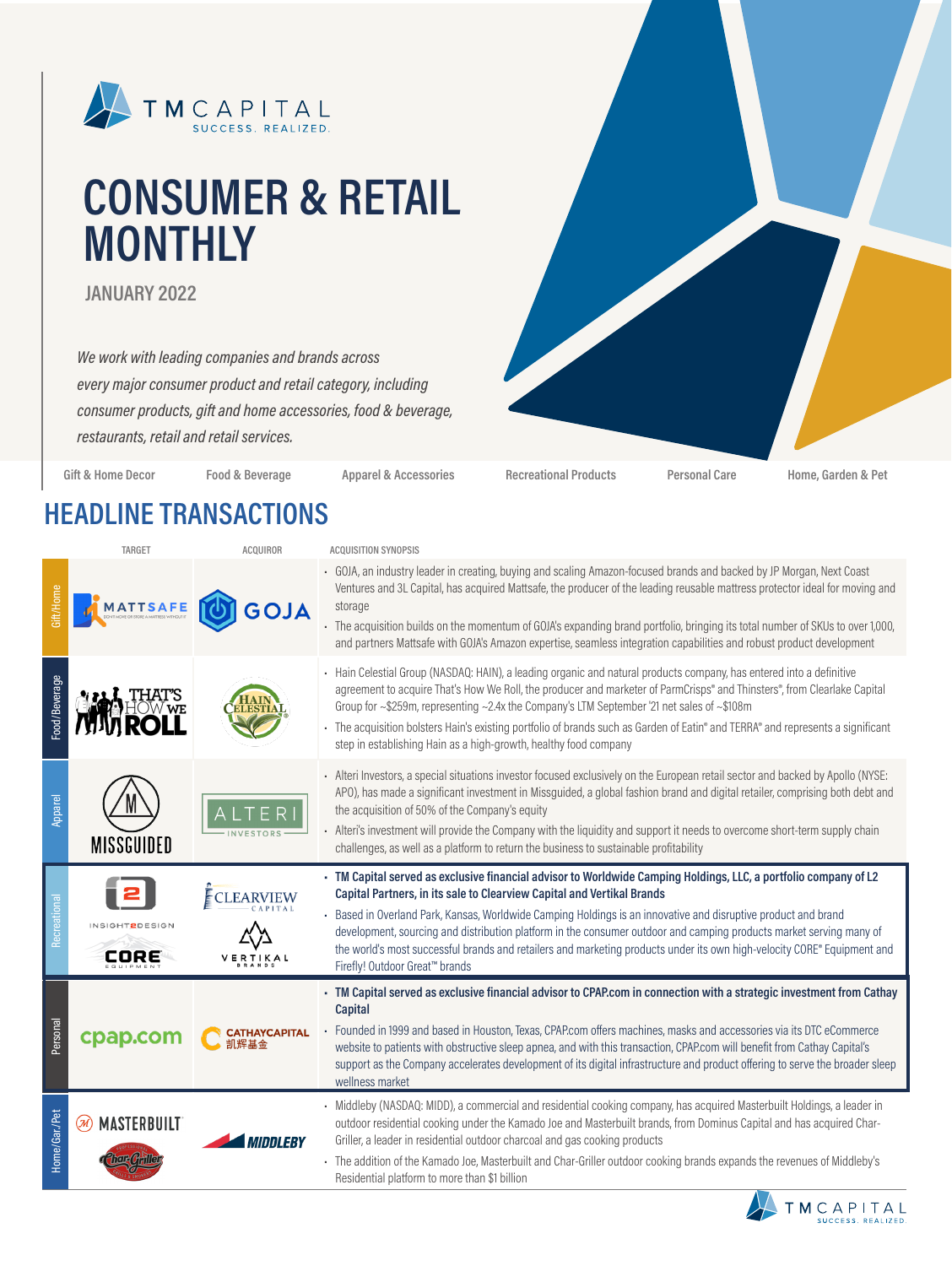TM CAPITAL
SUCCESS. REALIZED.

# CONSUMER & RETAIL MONTHLY

JANUARY 2022

*We work with leading companies and brands across every major consumer product and retail category, including consumer products, gift and home accessories, food & beverage, restaurants, retail and retail services.*

Gift & Home Decor | Food & Beverage | Apparel & Accessories | Recreational Products | Personal Care | Home, Garden & Pet

## HEADLINE TRANSACTIONS

| | TARGET | ACQUIROR | ACQUISITION SYNOPSIS |
|---|---|---|---|
| Gift/Home | MATTSAFE | GOJA | • GOJA, an industry leader in creating, buying and scaling Amazon-focused brands and backed by JP Morgan, Next Coast Ventures and 3L Capital, has acquired Mattsafe, the producer of the leading reusable mattress protector ideal for moving and storage<br>• The acquisition builds on the momentum of GOJA's expanding brand portfolio, bringing its total number of SKUs to over 1,000, and partners Mattsafe with GOJA's Amazon expertise, seamless integration capabilities and robust product development |
| Food/Beverage | That's How We Roll | Hain Celestial | • Hain Celestial Group (NASDAQ: HAIN), a leading organic and natural products company, has entered into a definitive agreement to acquire That's How We Roll, the producer and marketer of ParmCrisps® and Thinsters®, from Clearlake Capital Group for ~$259m, representing ~2.4x the Company's LTM September '21 net sales of ~$108m<br>• The acquisition bolsters Hain's existing portfolio of brands such as Garden of Eatin® and TERRA® and represents a significant step in establishing Hain as a high-growth, healthy food company |
| Apparel | MISSGUIDED | ALTERI INVESTORS | • Alteri Investors, a special situations investor focused exclusively on the European retail sector and backed by Apollo (NYSE: APO), has made a significant investment in Missguided, a global fashion brand and digital retailer, comprising both debt and the acquisition of 50% of the Company's equity<br>• Alteri's investment will provide the Company with the liquidity and support it needs to overcome short-term supply chain challenges, as well as a platform to return the business to sustainable profitability |
| Recreational | Insight2Design / CORE Equipment | Clearview Capital / Vertikal Brands | • **TM Capital served as exclusive financial advisor to Worldwide Camping Holdings, LLC, a portfolio company of L2 Capital Partners, in its sale to Clearview Capital and Vertikal Brands**<br>• Based in Overland Park, Kansas, Worldwide Camping Holdings is an innovative and disruptive product and brand development, sourcing and distribution platform in the consumer outdoor and camping products market serving many of the world's most successful brands and retailers and marketing products under its own high-velocity CORE® Equipment and Firefly! Outdoor Great™ brands |
| Personal | cpap.com | CATHAYCAPITAL 凯辉基金 | • **TM Capital served as exclusive financial advisor to CPAP.com in connection with a strategic investment from Cathay Capital**<br>• Founded in 1999 and based in Houston, Texas, CPAP.com offers machines, masks and accessories via its DTC eCommerce website to patients with obstructive sleep apnea, and with this transaction, CPAP.com will benefit from Cathay Capital's support as the Company accelerates development of its digital infrastructure and product offering to serve the broader sleep wellness market |
| Home/Gar/Pet | MASTERBUILT / Char-Griller | MIDDLEBY | • Middleby (NASDAQ: MIDD), a commercial and residential cooking company, has acquired Masterbuilt Holdings, a leader in outdoor residential cooking under the Kamado Joe and Masterbuilt brands, from Dominus Capital and has acquired Char-Griller, a leader in residential outdoor charcoal and gas cooking products<br>• The addition of the Kamado Joe, Masterbuilt and Char-Griller outdoor cooking brands expands the revenues of Middleby's Residential platform to more than $1 billion |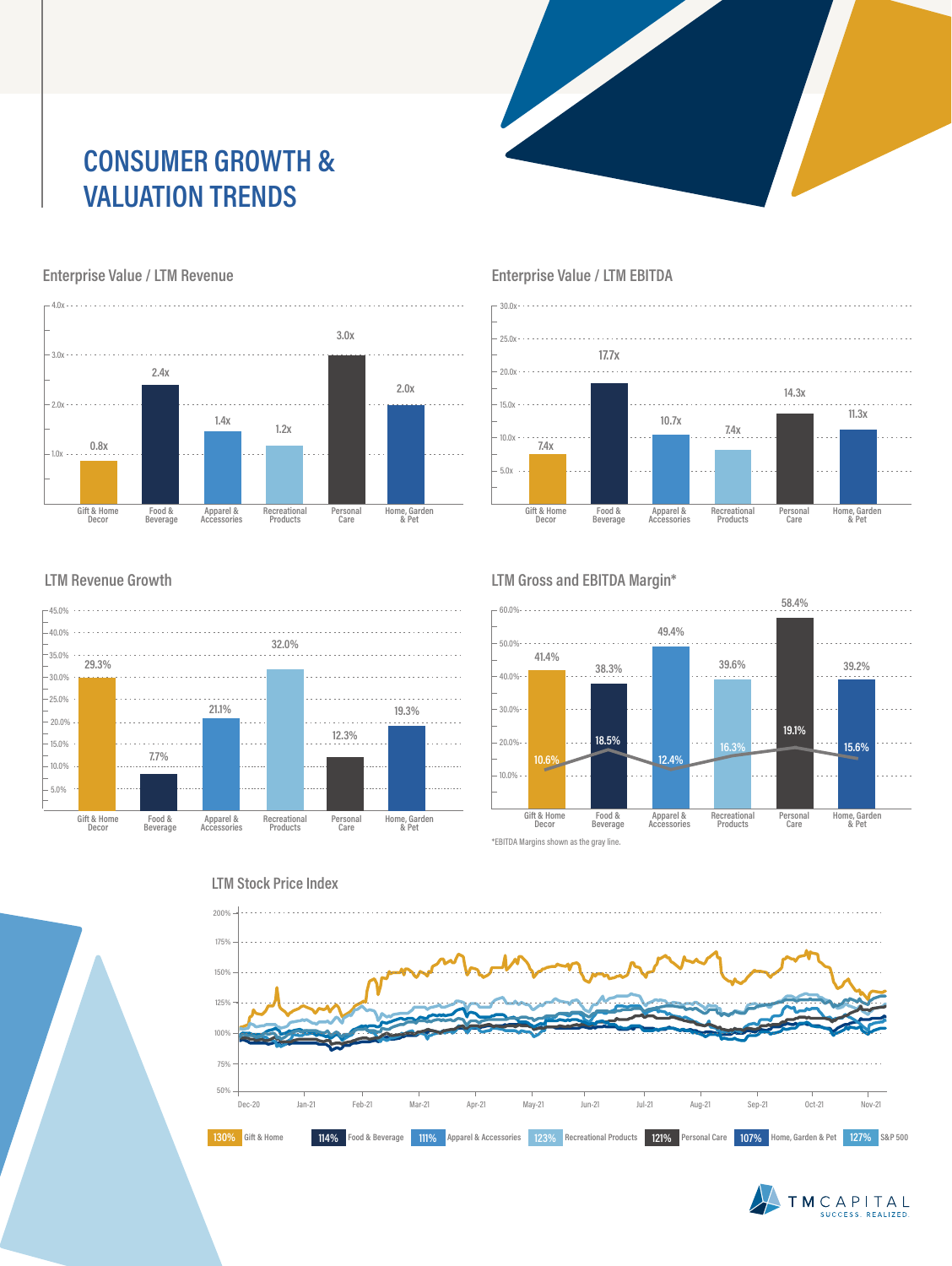# CONSUMER GROWTH & VALUATION TRENDS

## Enterprise Value / LTM Revenue

| Category | EV / LTM Revenue |
| --- | --- |
| Gift & Home Decor | 0.8x |
| Food & Beverage | 2.4x |
| Apparel & Accessories | 1.4x |
| Recreational Products | 1.2x |
| Personal Care | 3.0x |
| Home, Garden & Pet | 2.0x |

## Enterprise Value / LTM EBITDA

| Category | EV / LTM EBITDA |
| --- | --- |
| Gift & Home Decor | 7.4x |
| Food & Beverage | 17.7x |
| Apparel & Accessories | 10.7x |
| Recreational Products | 7.4x |
| Personal Care | 14.3x |
| Home, Garden & Pet | 11.3x |

## LTM Revenue Growth

| Category | LTM Revenue Growth |
| --- | --- |
| Gift & Home Decor | 29.3% |
| Food & Beverage | 7.7% |
| Apparel & Accessories | 21.1% |
| Recreational Products | 32.0% |
| Personal Care | 12.3% |
| Home, Garden & Pet | 19.3% |

## LTM Gross and EBITDA Margin*

| Category | Gross Margin | EBITDA Margin |
| --- | --- | --- |
| Gift & Home Decor | 41.4% | 10.6% |
| Food & Beverage | 38.3% | 18.5% |
| Apparel & Accessories | 49.4% | 12.4% |
| Recreational Products | 39.6% | 16.3% |
| Personal Care | 58.4% | 19.1% |
| Home, Garden & Pet | 39.2% | 15.6% |

*EBITDA Margins shown as the gray line.

## LTM Stock Price Index

| Index | LTM |
| --- | --- |
| Gift & Home | 130% |
| Food & Beverage | 114% |
| Apparel & Accessories | 111% |
| Recreational Products | 123% |
| Personal Care | 121% |
| Home, Garden & Pet | 107% |
| S&P 500 | 127% |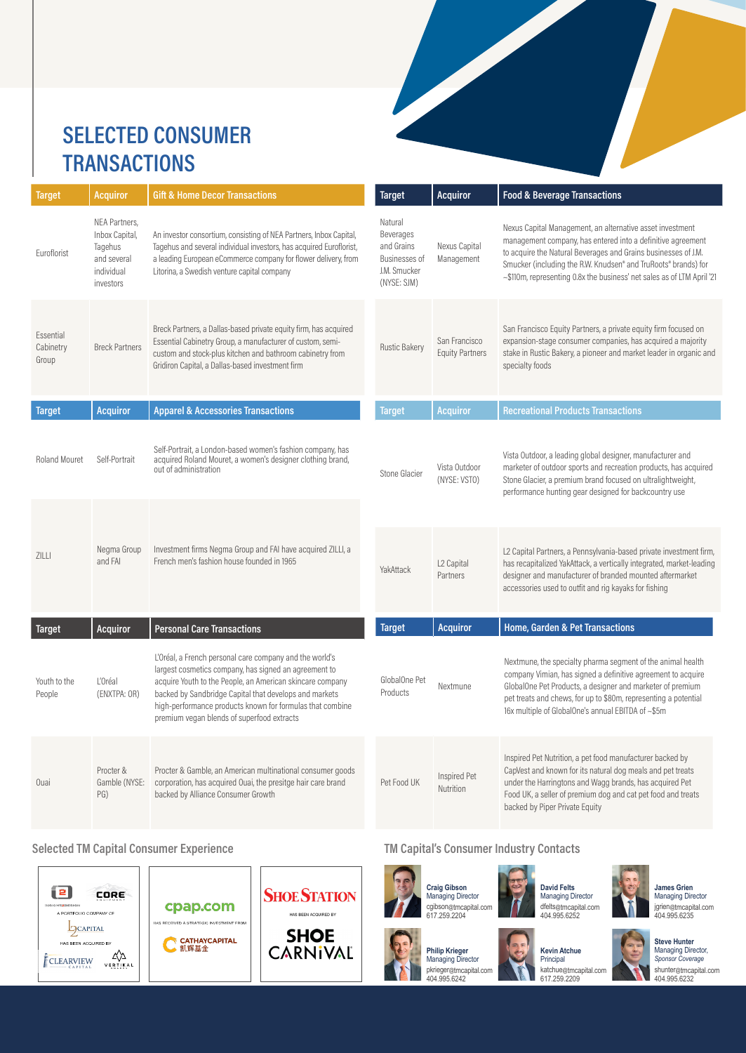# SELECTED CONSUMER TRANSACTIONS

| Target | Acquiror | Gift & Home Decor Transactions |
|---|---|---|
| Euroflorist | NEA Partners, Inbox Capital, Tagehus and several individual investors | An investor consortium, consisting of NEA Partners, Inbox Capital, Tagehus and several individual investors, has acquired Euroflorist, a leading European eCommerce company for flower delivery, from Litorina, a Swedish venture capital company |
| Essential Cabinetry Group | Breck Partners | Breck Partners, a Dallas-based private equity firm, has acquired Essential Cabinetry Group, a manufacturer of custom, semi-custom and stock-plus kitchen and bathroom cabinetry from Gridiron Capital, a Dallas-based investment firm |

| Target | Acquiror | Food & Beverage Transactions |
|---|---|---|
| Natural Beverages and Grains Businesses of J.M. Smucker (NYSE: SJM) | Nexus Capital Management | Nexus Capital Management, an alternative asset investment management company, has entered into a definitive agreement to acquire the Natural Beverages and Grains businesses of J.M. Smucker (including the R.W. Knudsen® and TruRoots® brands) for ~$110m, representing 0.8x the business' net sales as of LTM April '21 |
| Rustic Bakery | San Francisco Equity Partners | San Francisco Equity Partners, a private equity firm focused on expansion-stage consumer companies, has acquired a majority stake in Rustic Bakery, a pioneer and market leader in organic and specialty foods |

| Target | Acquiror | Apparel & Accessories Transactions |
|---|---|---|
| Roland Mouret | Self-Portrait | Self-Portrait, a London-based women's fashion company, has acquired Roland Mouret, a women's designer clothing brand, out of administration |
| ZILLI | Negma Group and FAI | Investment firms Negma Group and FAI have acquired ZILLI, a French men's fashion house founded in 1965 |

| Target | Acquiror | Recreational Products Transactions |
|---|---|---|
| Stone Glacier | Vista Outdoor (NYSE: VSTO) | Vista Outdoor, a leading global designer, manufacturer and marketer of outdoor sports and recreation products, has acquired Stone Glacier, a premium brand focused on ultralightweight, performance hunting gear designed for backcountry use |
| YakAttack | L2 Capital Partners | L2 Capital Partners, a Pennsylvania-based private investment firm, has recapitalized YakAttack, a vertically integrated, market-leading designer and manufacturer of branded mounted aftermarket accessories used to outfit and rig kayaks for fishing |

| Target | Acquiror | Personal Care Transactions |
|---|---|---|
| Youth to the People | L'Oréal (ENXTPA: OR) | L'Oréal, a French personal care company and the world's largest cosmetics company, has signed an agreement to acquire Youth to the People, an American skincare company backed by Sandbridge Capital that develops and markets high-performance products known for formulas that combine premium vegan blends of superfood extracts |
| Ouai | Procter & Gamble (NYSE: PG) | Procter & Gamble, an American multinational consumer goods corporation, has acquired Ouai, the presitge hair care brand backed by Alliance Consumer Growth |

| Target | Acquiror | Home, Garden & Pet Transactions |
|---|---|---|
| GlobalOne Pet Products | Nextmune | Nextmune, the specialty pharma segment of the animal health company Vimian, has signed a definitive agreement to acquire GlobalOne Pet Products, a designer and marketer of premium pet treats and chews, for up to $80m, representing a potential 16x multiple of GlobalOne's annual EBITDA of ~$5m |
| Pet Food UK | Inspired Pet Nutrition | Inspired Pet Nutrition, a pet food manufacturer backed by CapVest and known for its natural dog meals and pet treats under the Harringtons and Wagg brands, has acquired Pet Food UK, a seller of premium dog and cat pet food and treats backed by Piper Private Equity |

## Selected TM Capital Consumer Experience

CORE Equipment — A portfolio company of L2 Capital — has been acquired by Clearview Capital / Vertikal

cpap.com — has received a strategic investment from CathayCapital 凯辉基金

Shoe Station — has been acquired by Shoe Carnival

## TM Capital's Consumer Industry Contacts

**Craig Gibson**
Managing Director
cgibson@tmcapital.com
617.259.2204

**David Felts**
Managing Director
dfelts@tmcapital.com
404.995.6252

**James Grien**
Managing Director
jgrien@tmcapital.com
404.995.6235

**Philip Krieger**
Managing Director
pkrieger@tmcapital.com
404.995.6242

**Kevin Atchue**
Principal
katchue@tmcapital.com
617.259.2209

**Steve Hunter**
Managing Director,
*Sponsor Coverage*
shunter@tmcapital.com
404.995.6232